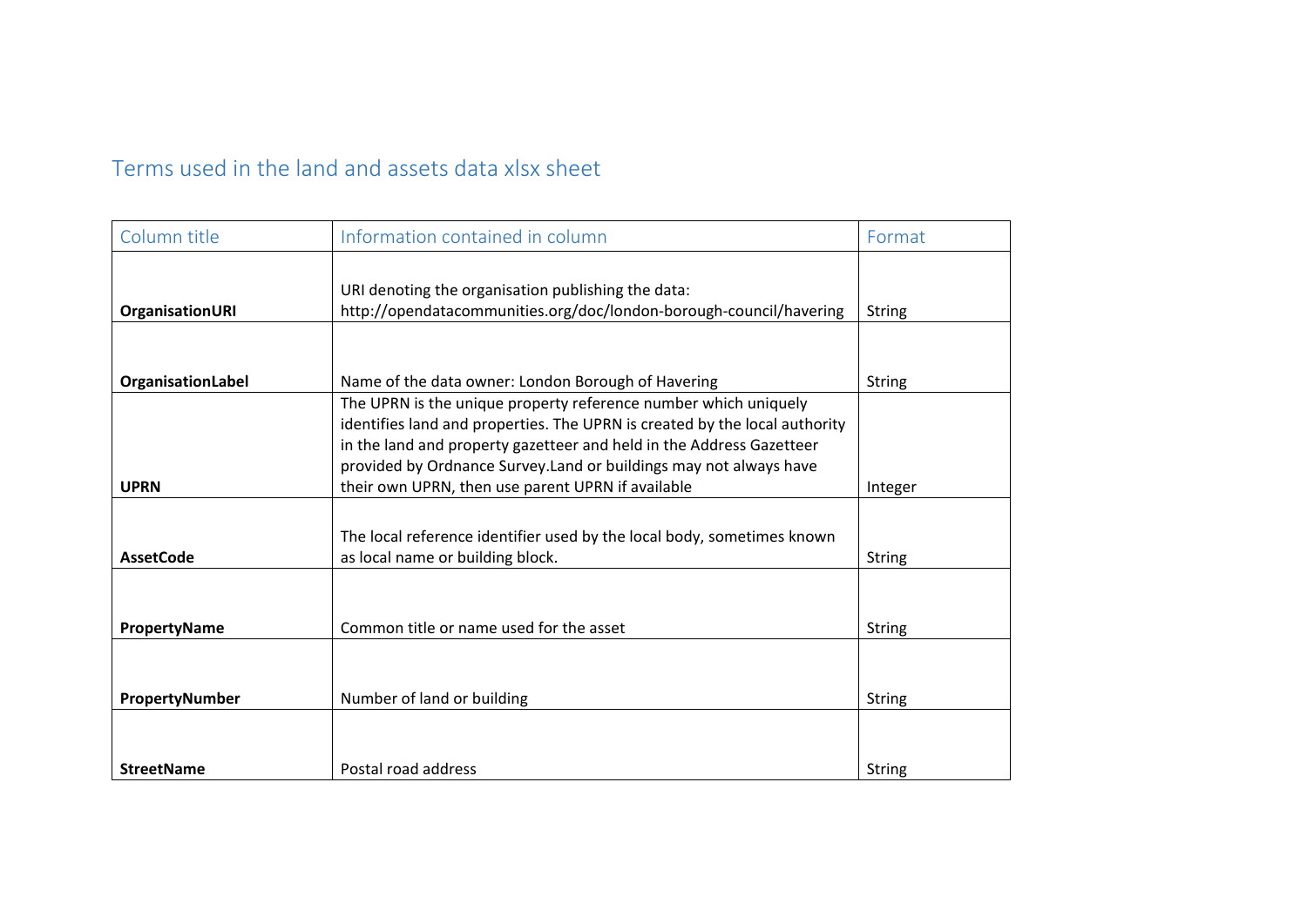## Terms used in the land and assets data xlsx sheet

| Column title | Information contained in column | Format |
|---|---|---|
| **OrganisationURI** | URI denoting the organisation publishing the data: http://opendatacommunities.org/doc/london-borough-council/havering | String |
| **OrganisationLabel** | Name of the data owner: London Borough of Havering | String |
| **UPRN** | The UPRN is the unique property reference number which uniquely identifies land and properties. The UPRN is created by the local authority in the land and property gazetteer and held in the Address Gazetteer provided by Ordnance Survey.Land or buildings may not always have their own UPRN, then use parent UPRN if available | Integer |
| **AssetCode** | The local reference identifier used by the local body, sometimes known as local name or building block. | String |
| **PropertyName** | Common title or name used for the asset | String |
| **PropertyNumber** | Number of land or building | String |
| **StreetName** | Postal road address | String |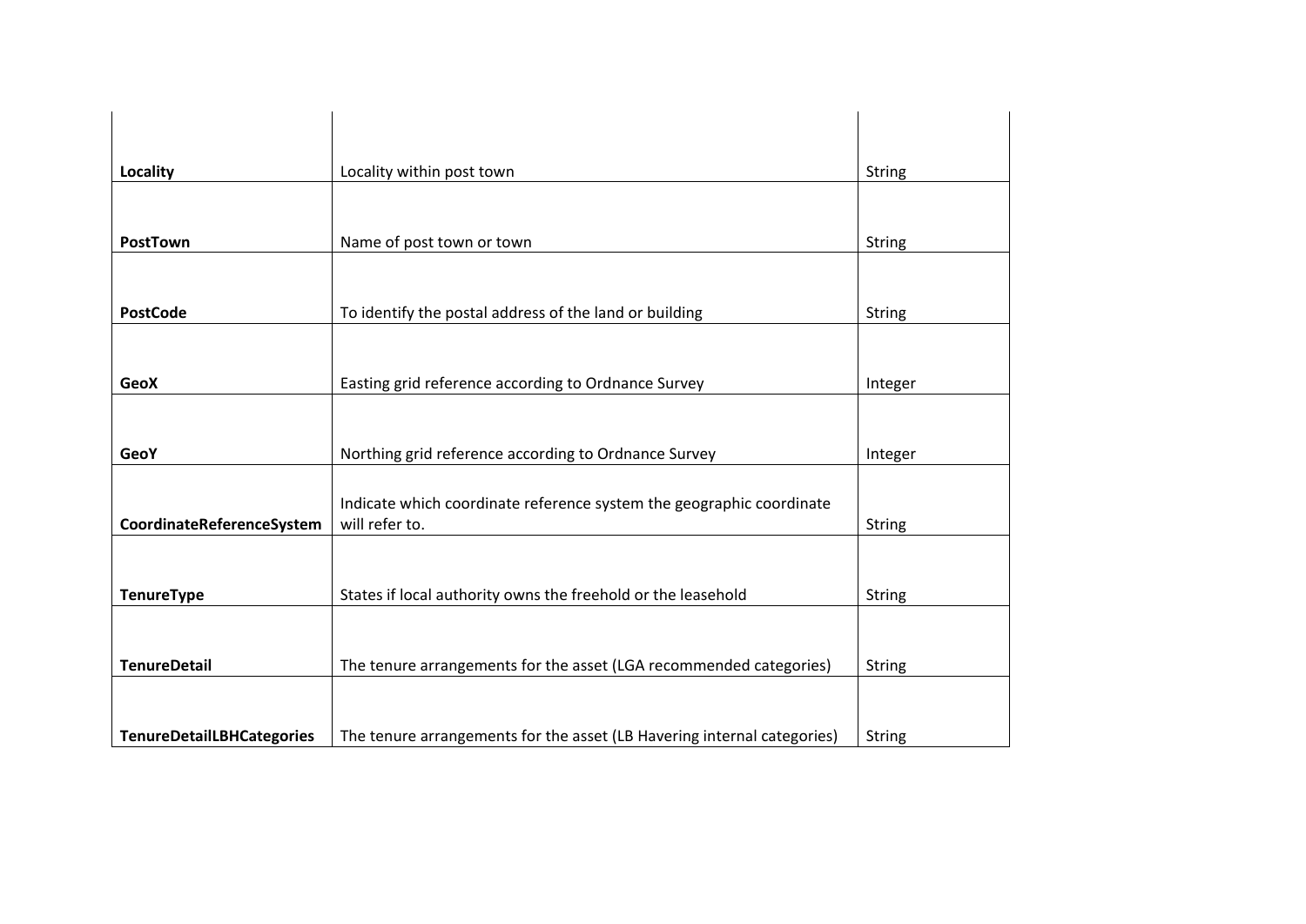| | | |
|---|---|---|
| **Locality** | Locality within post town | String |
| **PostTown** | Name of post town or town | String |
| **PostCode** | To identify the postal address of the land or building | String |
| **GeoX** | Easting grid reference according to Ordnance Survey | Integer |
| **GeoY** | Northing grid reference according to Ordnance Survey | Integer |
| **CoordinateReferenceSystem** | Indicate which coordinate reference system the geographic coordinate will refer to. | String |
| **TenureType** | States if local authority owns the freehold or the leasehold | String |
| **TenureDetail** | The tenure arrangements for the asset (LGA recommended categories) | String |
| **TenureDetailLBHCategories** | The tenure arrangements for the asset (LB Havering internal categories) | String |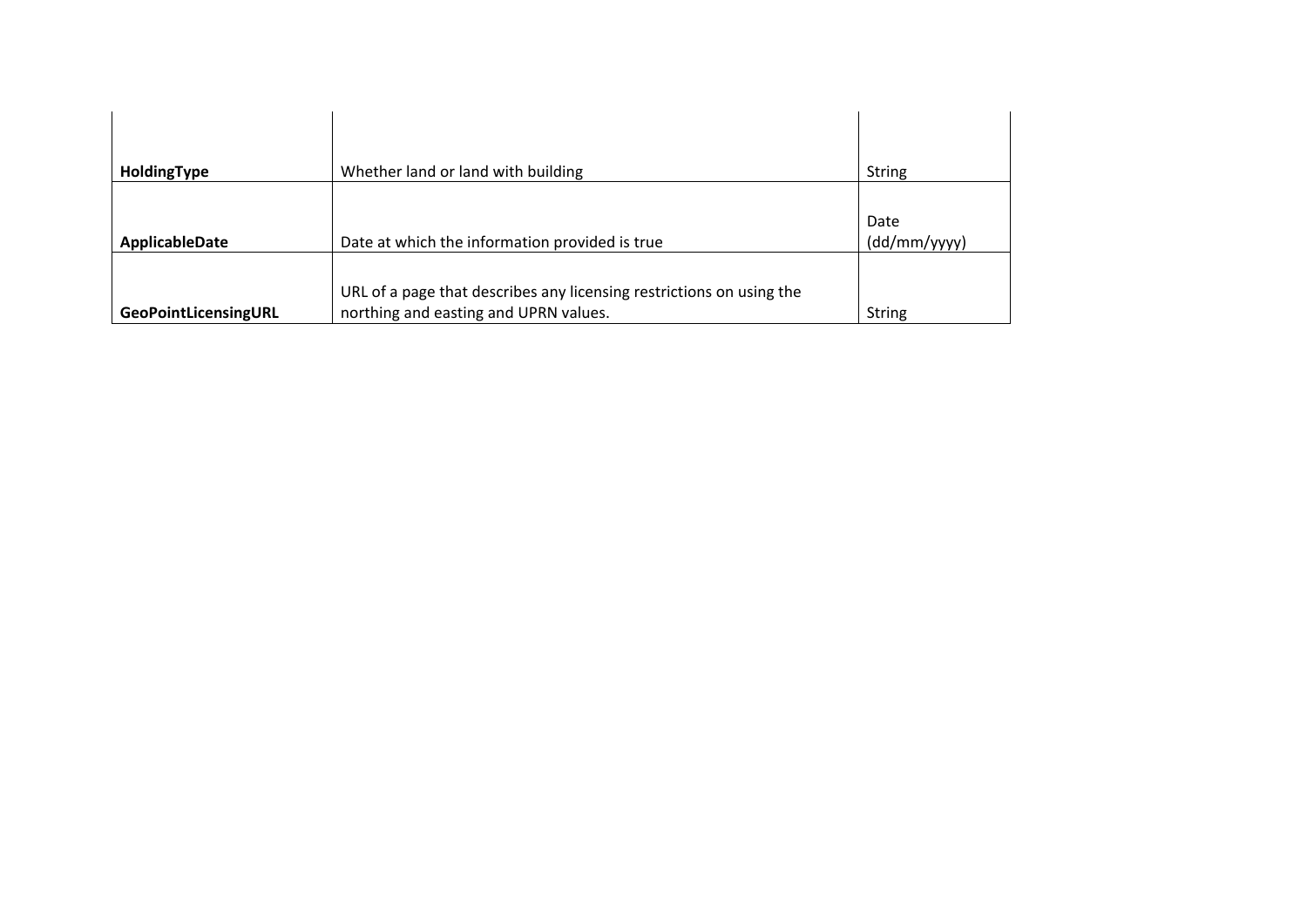| | | |
|---|---|---|
| **HoldingType** | Whether land or land with building | String |
| **ApplicableDate** | Date at which the information provided is true | Date (dd/mm/yyyy) |
| **GeoPointLicensingURL** | URL of a page that describes any licensing restrictions on using the northing and easting and UPRN values. | String |